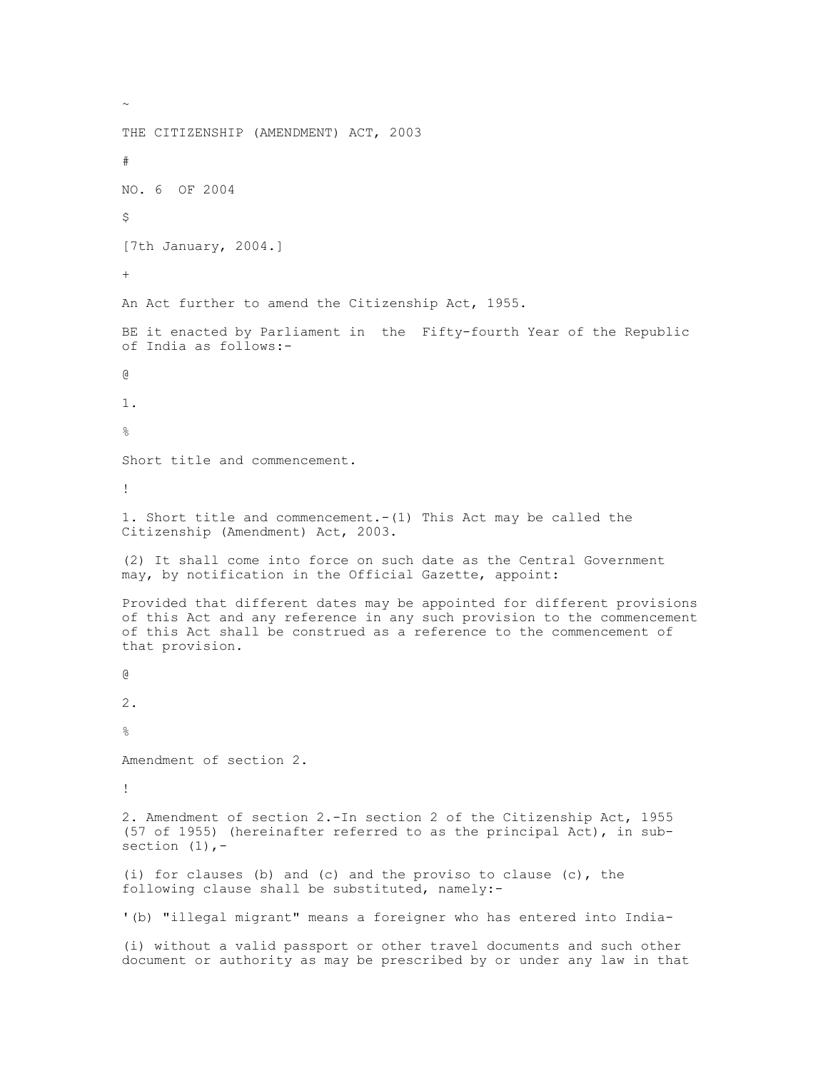~

# THE CITIZENSHIP (AMENDMENT) ACT, 2003

#

NO. 6 OF 2004

$

[7th January, 2004.]

+

An Act further to amend the Citizenship Act, 1955.

BE it enacted by Parliament in the Fifty-fourth Year of the Republic of India as follows:-

@

1.

%

Short title and commencement.

!

1. Short title and commencement.-(1) This Act may be called the Citizenship (Amendment) Act, 2003.

(2) It shall come into force on such date as the Central Government may, by notification in the Official Gazette, appoint:

Provided that different dates may be appointed for different provisions of this Act and any reference in any such provision to the commencement of this Act shall be construed as a reference to the commencement of that provision.

@

2.

%

Amendment of section 2.

!

2. Amendment of section 2.-In section 2 of the Citizenship Act, 1955 (57 of 1955) (hereinafter referred to as the principal Act), in sub-section (1),-

(i) for clauses (b) and (c) and the proviso to clause (c), the following clause shall be substituted, namely:-

'(b) "illegal migrant" means a foreigner who has entered into India-

(i) without a valid passport or other travel documents and such other document or authority as may be prescribed by or under any law in that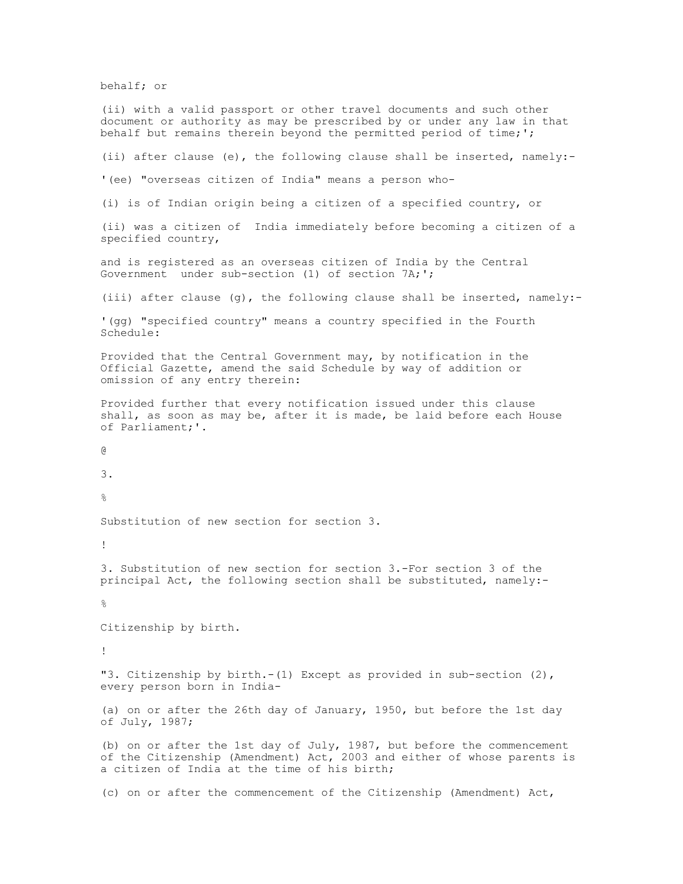behalf; or

(ii) with a valid passport or other travel documents and such other document or authority as may be prescribed by or under any law in that behalf but remains therein beyond the permitted period of time;';

(ii) after clause (e), the following clause shall be inserted, namely:-

'(ee) "overseas citizen of India" means a person who-

(i) is of Indian origin being a citizen of a specified country, or

(ii) was a citizen of India immediately before becoming a citizen of a specified country,

and is registered as an overseas citizen of India by the Central Government under sub-section (1) of section 7A;';

(iii) after clause (g), the following clause shall be inserted, namely:-

'(gg) "specified country" means a country specified in the Fourth Schedule:

Provided that the Central Government may, by notification in the Official Gazette, amend the said Schedule by way of addition or omission of any entry therein:

Provided further that every notification issued under this clause shall, as soon as may be, after it is made, be laid before each House of Parliament;'.

@

3.

%

Substitution of new section for section 3.

!

3. Substitution of new section for section 3.-For section 3 of the principal Act, the following section shall be substituted, namely:-

%

Citizenship by birth.

!

"3. Citizenship by birth.-(1) Except as provided in sub-section (2), every person born in India-

(a) on or after the 26th day of January, 1950, but before the 1st day of July, 1987;

(b) on or after the 1st day of July, 1987, but before the commencement of the Citizenship (Amendment) Act, 2003 and either of whose parents is a citizen of India at the time of his birth;

(c) on or after the commencement of the Citizenship (Amendment) Act,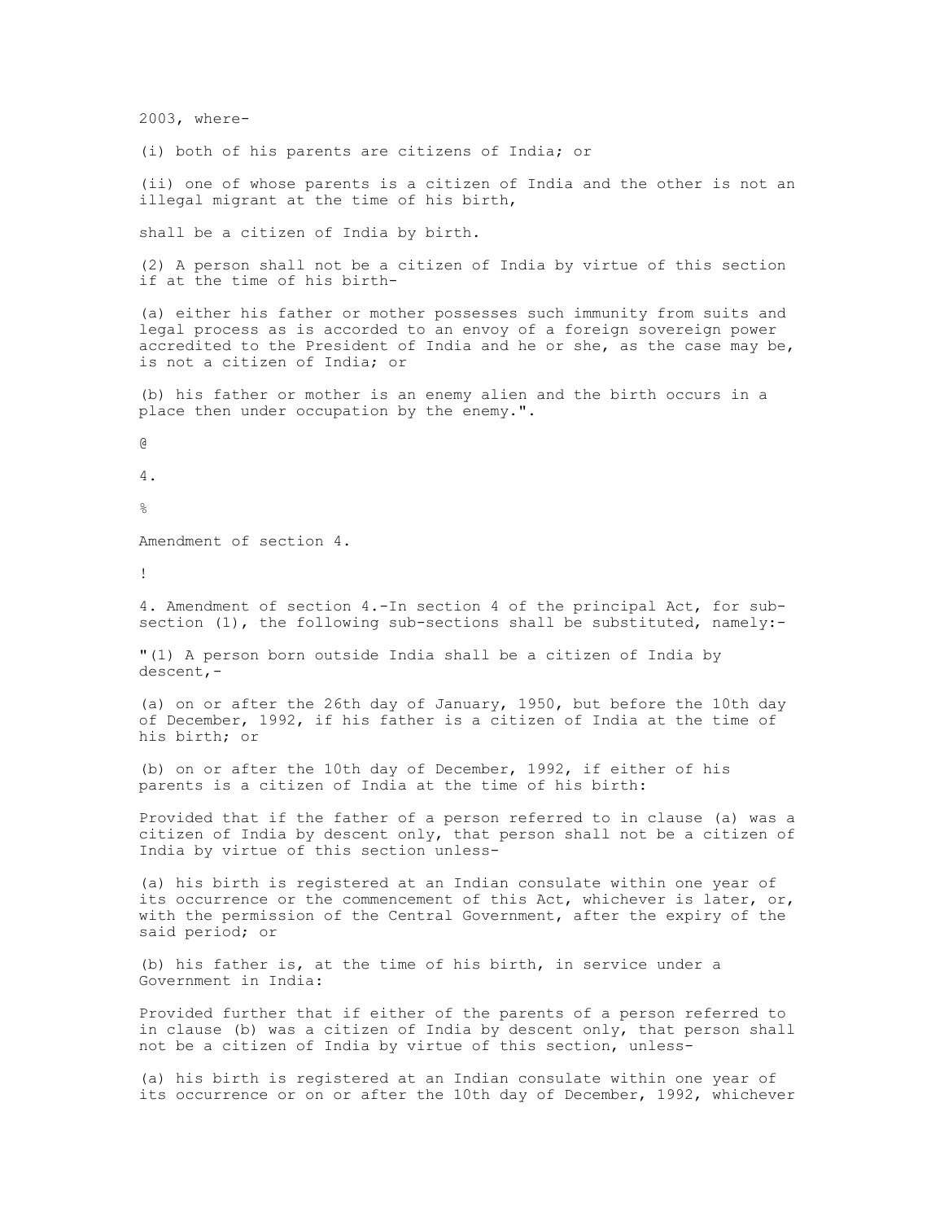2003, where-

(i) both of his parents are citizens of India; or

(ii) one of whose parents is a citizen of India and the other is not an illegal migrant at the time of his birth,

shall be a citizen of India by birth.

(2) A person shall not be a citizen of India by virtue of this section if at the time of his birth-

(a) either his father or mother possesses such immunity from suits and legal process as is accorded to an envoy of a foreign sovereign power accredited to the President of India and he or she, as the case may be, is not a citizen of India; or

(b) his father or mother is an enemy alien and the birth occurs in a place then under occupation by the enemy.".

@

4.

%

Amendment of section 4.

!

4. Amendment of section 4.-In section 4 of the principal Act, for sub-section (1), the following sub-sections shall be substituted, namely:-

"(1) A person born outside India shall be a citizen of India by descent,-

(a) on or after the 26th day of January, 1950, but before the 10th day of December, 1992, if his father is a citizen of India at the time of his birth; or

(b) on or after the 10th day of December, 1992, if either of his parents is a citizen of India at the time of his birth:

Provided that if the father of a person referred to in clause (a) was a citizen of India by descent only, that person shall not be a citizen of India by virtue of this section unless-

(a) his birth is registered at an Indian consulate within one year of its occurrence or the commencement of this Act, whichever is later, or, with the permission of the Central Government, after the expiry of the said period; or

(b) his father is, at the time of his birth, in service under a Government in India:

Provided further that if either of the parents of a person referred to in clause (b) was a citizen of India by descent only, that person shall not be a citizen of India by virtue of this section, unless-

(a) his birth is registered at an Indian consulate within one year of its occurrence or on or after the 10th day of December, 1992, whichever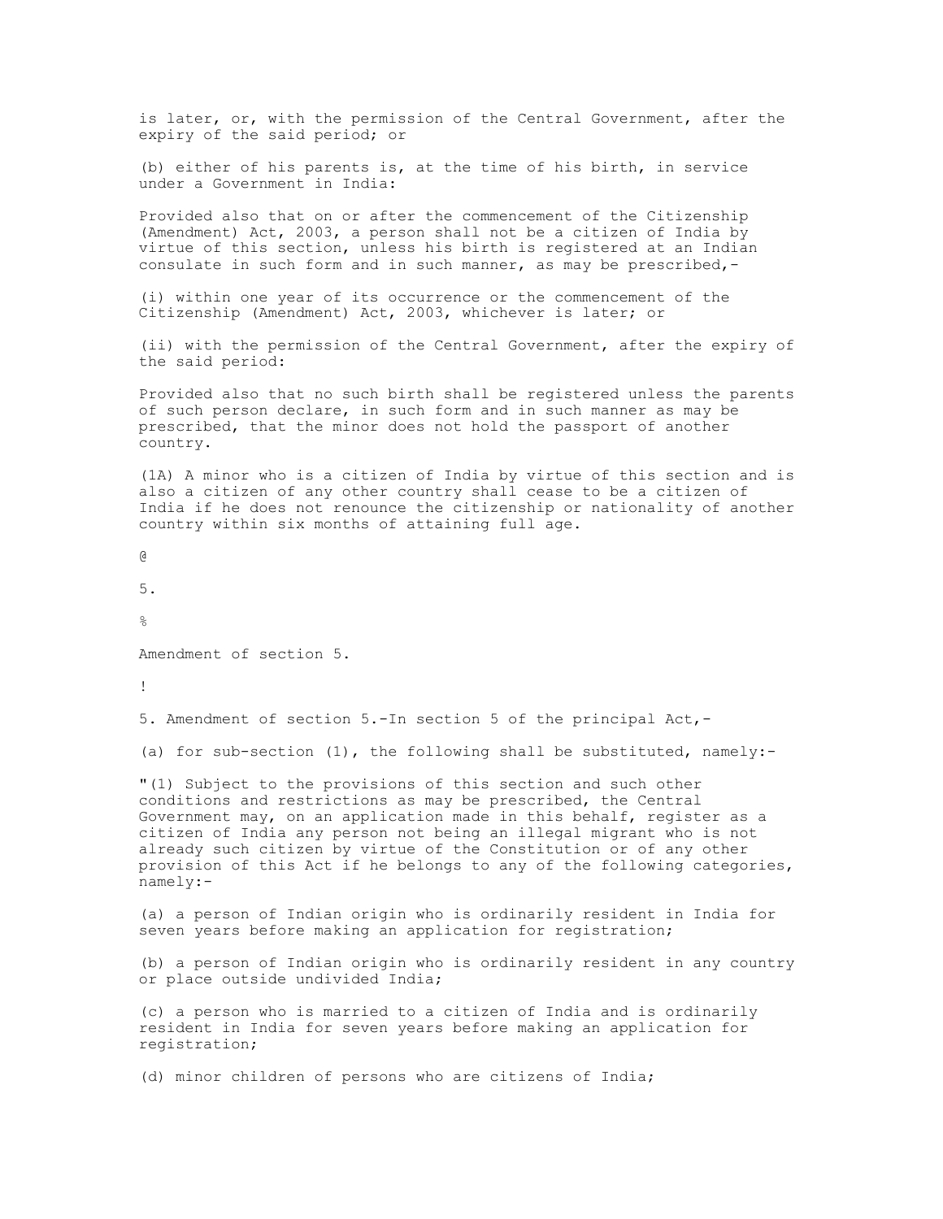is later, or, with the permission of the Central Government, after the expiry of the said period; or

(b) either of his parents is, at the time of his birth, in service under a Government in India:

Provided also that on or after the commencement of the Citizenship (Amendment) Act, 2003, a person shall not be a citizen of India by virtue of this section, unless his birth is registered at an Indian consulate in such form and in such manner, as may be prescribed,-

(i) within one year of its occurrence or the commencement of the Citizenship (Amendment) Act, 2003, whichever is later; or

(ii) with the permission of the Central Government, after the expiry of the said period:

Provided also that no such birth shall be registered unless the parents of such person declare, in such form and in such manner as may be prescribed, that the minor does not hold the passport of another country.

(1A) A minor who is a citizen of India by virtue of this section and is also a citizen of any other country shall cease to be a citizen of India if he does not renounce the citizenship or nationality of another country within six months of attaining full age.

@

5.

%

Amendment of section 5.

!

5. Amendment of section 5.-In section 5 of the principal Act,-

(a) for sub-section (1), the following shall be substituted, namely:-

"(1) Subject to the provisions of this section and such other conditions and restrictions as may be prescribed, the Central Government may, on an application made in this behalf, register as a citizen of India any person not being an illegal migrant who is not already such citizen by virtue of the Constitution or of any other provision of this Act if he belongs to any of the following categories, namely:-

(a) a person of Indian origin who is ordinarily resident in India for seven years before making an application for registration;

(b) a person of Indian origin who is ordinarily resident in any country or place outside undivided India;

(c) a person who is married to a citizen of India and is ordinarily resident in India for seven years before making an application for registration;

(d) minor children of persons who are citizens of India;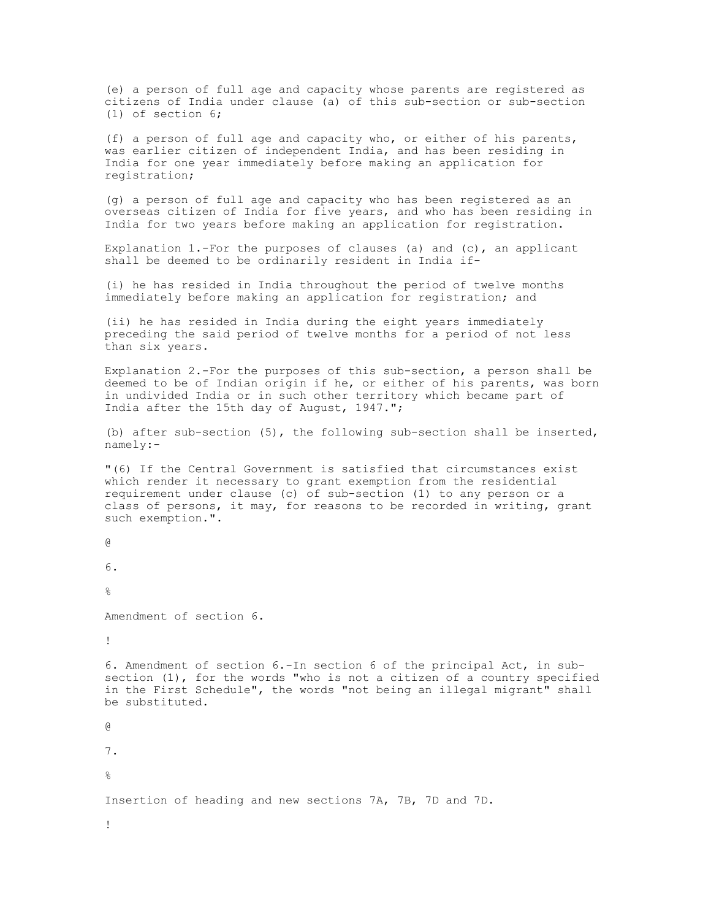(e) a person of full age and capacity whose parents are registered as citizens of India under clause (a) of this sub-section or sub-section (1) of section 6;

(f) a person of full age and capacity who, or either of his parents, was earlier citizen of independent India, and has been residing in India for one year immediately before making an application for registration;

(g) a person of full age and capacity who has been registered as an overseas citizen of India for five years, and who has been residing in India for two years before making an application for registration.

Explanation 1.-For the purposes of clauses (a) and (c), an applicant shall be deemed to be ordinarily resident in India if-

(i) he has resided in India throughout the period of twelve months immediately before making an application for registration; and

(ii) he has resided in India during the eight years immediately preceding the said period of twelve months for a period of not less than six years.

Explanation 2.-For the purposes of this sub-section, a person shall be deemed to be of Indian origin if he, or either of his parents, was born in undivided India or in such other territory which became part of India after the 15th day of August, 1947.";

(b) after sub-section (5), the following sub-section shall be inserted, namely:-

"(6) If the Central Government is satisfied that circumstances exist which render it necessary to grant exemption from the residential requirement under clause (c) of sub-section (1) to any person or a class of persons, it may, for reasons to be recorded in writing, grant such exemption.".

@

6.

%

Amendment of section 6.

!

6. Amendment of section 6.-In section 6 of the principal Act, in sub-section (1), for the words "who is not a citizen of a country specified in the First Schedule", the words "not being an illegal migrant" shall be substituted.

@

7.

%

Insertion of heading and new sections 7A, 7B, 7D and 7D.

!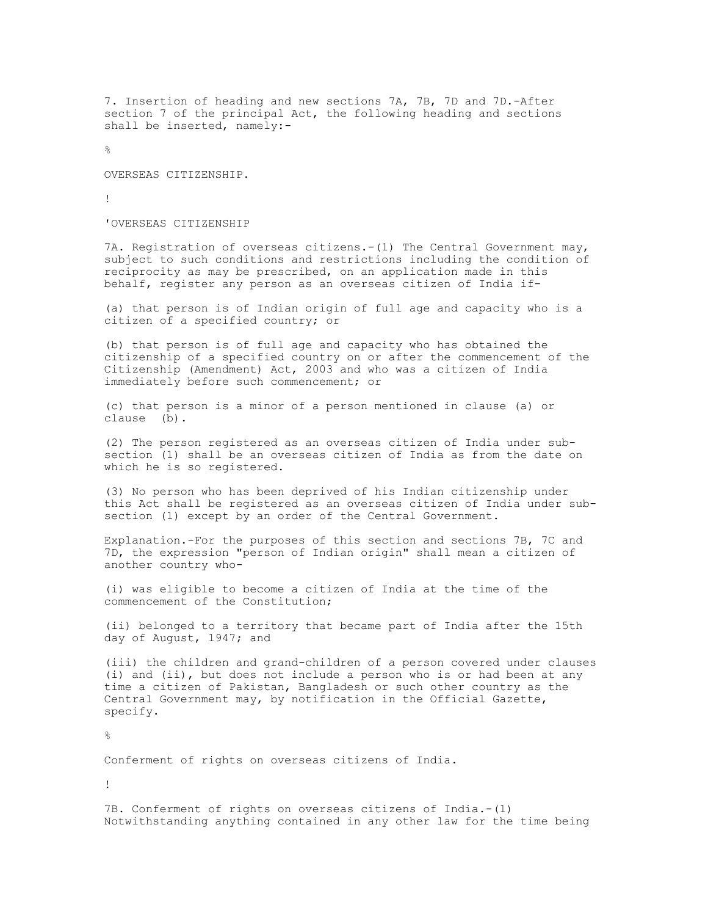7. Insertion of heading and new sections 7A, 7B, 7D and 7D.-After section 7 of the principal Act, the following heading and sections shall be inserted, namely:-

%

OVERSEAS CITIZENSHIP.

!

'OVERSEAS CITIZENSHIP

7A. Registration of overseas citizens.-(1) The Central Government may, subject to such conditions and restrictions including the condition of reciprocity as may be prescribed, on an application made in this behalf, register any person as an overseas citizen of India if-

(a) that person is of Indian origin of full age and capacity who is a citizen of a specified country; or

(b) that person is of full age and capacity who has obtained the citizenship of a specified country on or after the commencement of the Citizenship (Amendment) Act, 2003 and who was a citizen of India immediately before such commencement; or

(c) that person is a minor of a person mentioned in clause (a) or clause (b).

(2) The person registered as an overseas citizen of India under sub-section (1) shall be an overseas citizen of India as from the date on which he is so registered.

(3) No person who has been deprived of his Indian citizenship under this Act shall be registered as an overseas citizen of India under sub-section (1) except by an order of the Central Government.

Explanation.-For the purposes of this section and sections 7B, 7C and 7D, the expression "person of Indian origin" shall mean a citizen of another country who-

(i) was eligible to become a citizen of India at the time of the commencement of the Constitution;

(ii) belonged to a territory that became part of India after the 15th day of August, 1947; and

(iii) the children and grand-children of a person covered under clauses (i) and (ii), but does not include a person who is or had been at any time a citizen of Pakistan, Bangladesh or such other country as the Central Government may, by notification in the Official Gazette, specify.

%

Conferment of rights on overseas citizens of India.

!

7B. Conferment of rights on overseas citizens of India.-(1) Notwithstanding anything contained in any other law for the time being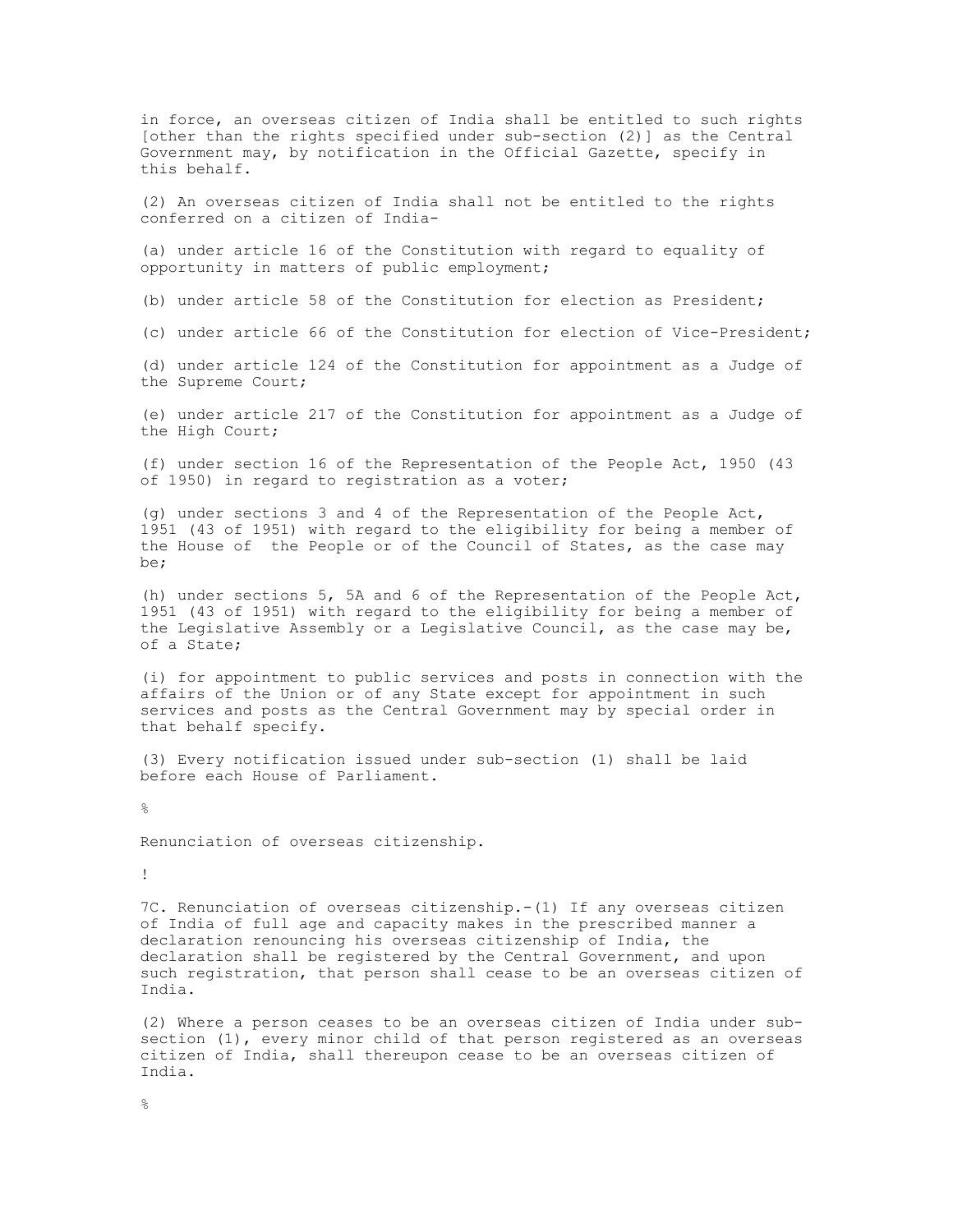in force, an overseas citizen of India shall be entitled to such rights [other than the rights specified under sub-section (2)] as the Central Government may, by notification in the Official Gazette, specify in this behalf.

(2) An overseas citizen of India shall not be entitled to the rights conferred on a citizen of India-

(a) under article 16 of the Constitution with regard to equality of opportunity in matters of public employment;

(b) under article 58 of the Constitution for election as President;

(c) under article 66 of the Constitution for election of Vice-President;

(d) under article 124 of the Constitution for appointment as a Judge of the Supreme Court;

(e) under article 217 of the Constitution for appointment as a Judge of the High Court;

(f) under section 16 of the Representation of the People Act, 1950 (43 of 1950) in regard to registration as a voter;

(g) under sections 3 and 4 of the Representation of the People Act, 1951 (43 of 1951) with regard to the eligibility for being a member of the House of the People or of the Council of States, as the case may be;

(h) under sections 5, 5A and 6 of the Representation of the People Act, 1951 (43 of 1951) with regard to the eligibility for being a member of the Legislative Assembly or a Legislative Council, as the case may be, of a State;

(i) for appointment to public services and posts in connection with the affairs of the Union or of any State except for appointment in such services and posts as the Central Government may by special order in that behalf specify.

(3) Every notification issued under sub-section (1) shall be laid before each House of Parliament.

%

Renunciation of overseas citizenship.

!

7C. Renunciation of overseas citizenship.-(1) If any overseas citizen of India of full age and capacity makes in the prescribed manner a declaration renouncing his overseas citizenship of India, the declaration shall be registered by the Central Government, and upon such registration, that person shall cease to be an overseas citizen of India.

(2) Where a person ceases to be an overseas citizen of India under sub-section (1), every minor child of that person registered as an overseas citizen of India, shall thereupon cease to be an overseas citizen of India.

%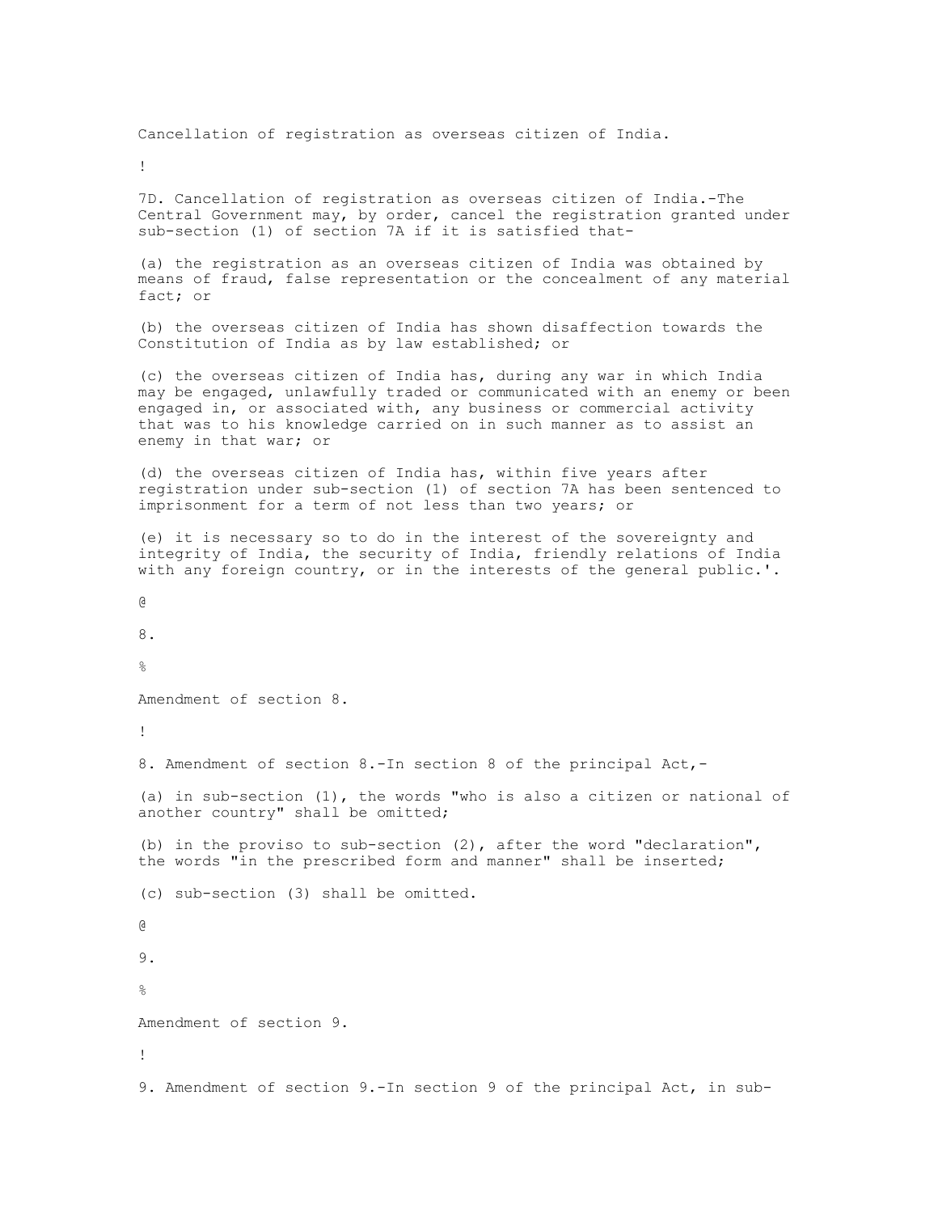Cancellation of registration as overseas citizen of India.

!

7D. Cancellation of registration as overseas citizen of India.-The Central Government may, by order, cancel the registration granted under sub-section (1) of section 7A if it is satisfied that-

(a) the registration as an overseas citizen of India was obtained by means of fraud, false representation or the concealment of any material fact; or

(b) the overseas citizen of India has shown disaffection towards the Constitution of India as by law established; or

(c) the overseas citizen of India has, during any war in which India may be engaged, unlawfully traded or communicated with an enemy or been engaged in, or associated with, any business or commercial activity that was to his knowledge carried on in such manner as to assist an enemy in that war; or

(d) the overseas citizen of India has, within five years after registration under sub-section (1) of section 7A has been sentenced to imprisonment for a term of not less than two years; or

(e) it is necessary so to do in the interest of the sovereignty and integrity of India, the security of India, friendly relations of India with any foreign country, or in the interests of the general public.'.

@

8.

%

Amendment of section 8.

!

8. Amendment of section 8.-In section 8 of the principal Act,-

(a) in sub-section (1), the words "who is also a citizen or national of another country" shall be omitted;

(b) in the proviso to sub-section (2), after the word "declaration", the words "in the prescribed form and manner" shall be inserted;

(c) sub-section (3) shall be omitted.

@

9.

%

Amendment of section 9.

!

9. Amendment of section 9.-In section 9 of the principal Act, in sub-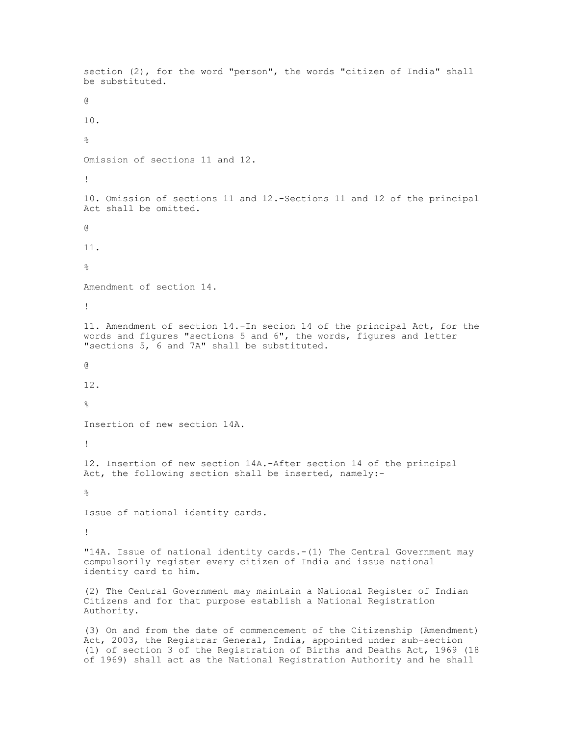section (2), for the word "person", the words "citizen of India" shall be substituted.

@

10.

%

Omission of sections 11 and 12.

!

10. Omission of sections 11 and 12.-Sections 11 and 12 of the principal Act shall be omitted.

@

11.

%

Amendment of section 14.

!

11. Amendment of section 14.-In secion 14 of the principal Act, for the words and figures "sections 5 and 6", the words, figures and letter "sections 5, 6 and 7A" shall be substituted.

@

12.

%

Insertion of new section 14A.

!

12. Insertion of new section 14A.-After section 14 of the principal Act, the following section shall be inserted, namely:-

%

Issue of national identity cards.

!

"14A. Issue of national identity cards.-(1) The Central Government may compulsorily register every citizen of India and issue national identity card to him.

(2) The Central Government may maintain a National Register of Indian Citizens and for that purpose establish a National Registration Authority.

(3) On and from the date of commencement of the Citizenship (Amendment) Act, 2003, the Registrar General, India, appointed under sub-section (1) of section 3 of the Registration of Births and Deaths Act, 1969 (18 of 1969) shall act as the National Registration Authority and he shall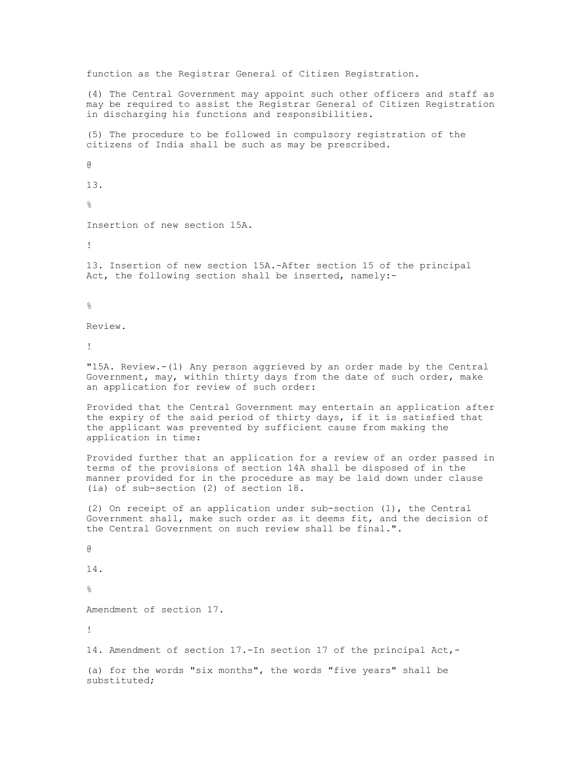function as the Registrar General of Citizen Registration.

(4) The Central Government may appoint such other officers and staff as may be required to assist the Registrar General of Citizen Registration in discharging his functions and responsibilities.

(5) The procedure to be followed in compulsory registration of the citizens of India shall be such as may be prescribed.

@

13.

%

Insertion of new section 15A.

!

13. Insertion of new section 15A.-After section 15 of the principal Act, the following section shall be inserted, namely:-

%

Review.

!

"15A. Review.-(1) Any person aggrieved by an order made by the Central Government, may, within thirty days from the date of such order, make an application for review of such order:

Provided that the Central Government may entertain an application after the expiry of the said period of thirty days, if it is satisfied that the applicant was prevented by sufficient cause from making the application in time:

Provided further that an application for a review of an order passed in terms of the provisions of section 14A shall be disposed of in the manner provided for in the procedure as may be laid down under clause (ia) of sub-section (2) of section 18.

(2) On receipt of an application under sub-section (1), the Central Government shall, make such order as it deems fit, and the decision of the Central Government on such review shall be final.".

@

14.

%

Amendment of section 17.

!

14. Amendment of section 17.-In section 17 of the principal Act,-

(a) for the words "six months", the words "five years" shall be substituted;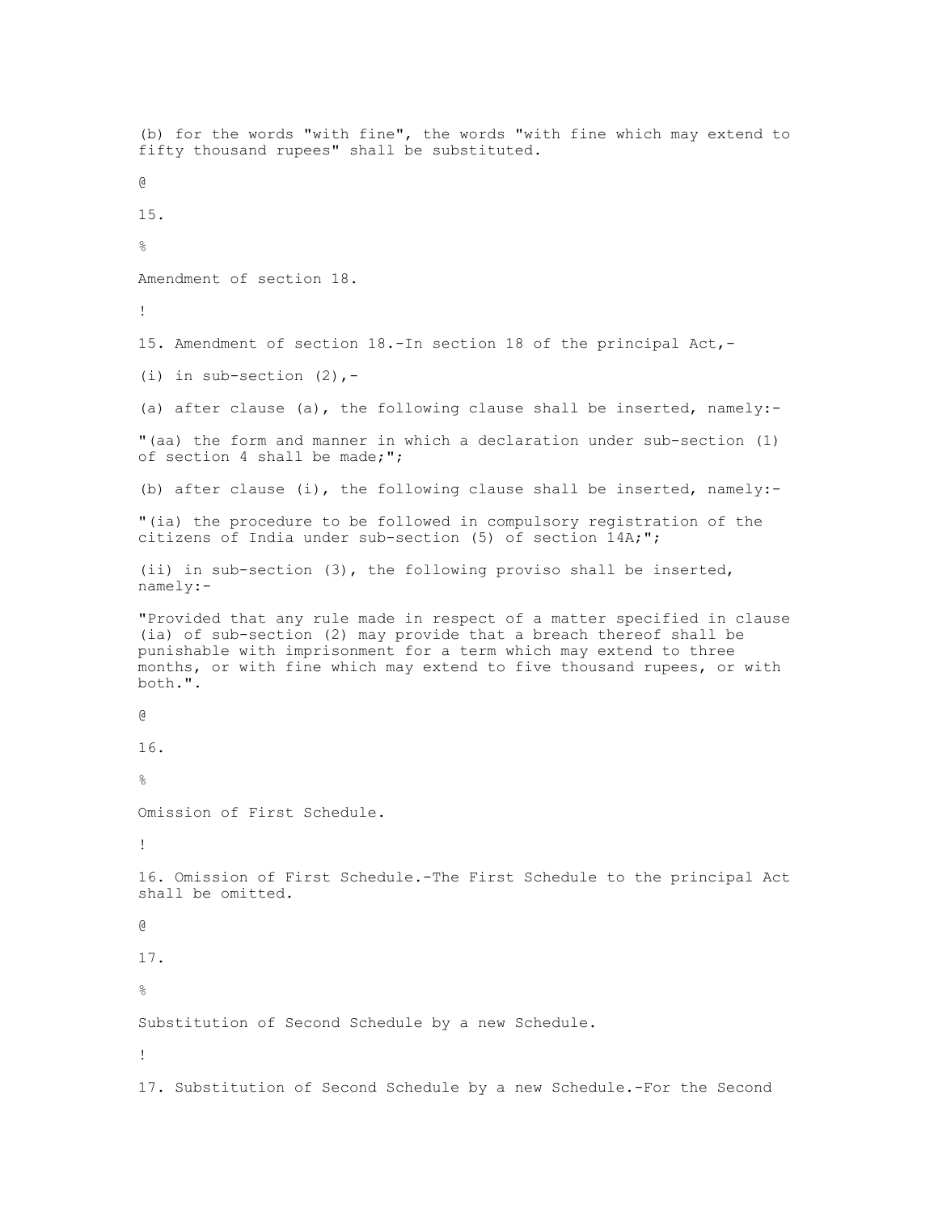(b) for the words "with fine", the words "with fine which may extend to fifty thousand rupees" shall be substituted.

@

15.

%

Amendment of section 18.

!

15. Amendment of section 18.-In section 18 of the principal Act,-

(i) in sub-section (2),-

(a) after clause (a), the following clause shall be inserted, namely:-

"(aa) the form and manner in which a declaration under sub-section (1) of section 4 shall be made;";

(b) after clause (i), the following clause shall be inserted, namely:-

"(ia) the procedure to be followed in compulsory registration of the citizens of India under sub-section (5) of section 14A;";

(ii) in sub-section (3), the following proviso shall be inserted, namely:-

"Provided that any rule made in respect of a matter specified in clause (ia) of sub-section (2) may provide that a breach thereof shall be punishable with imprisonment for a term which may extend to three months, or with fine which may extend to five thousand rupees, or with both.".

@

16.

%

Omission of First Schedule.

!

16. Omission of First Schedule.-The First Schedule to the principal Act shall be omitted.

@

17.

%

Substitution of Second Schedule by a new Schedule.

!

17. Substitution of Second Schedule by a new Schedule.-For the Second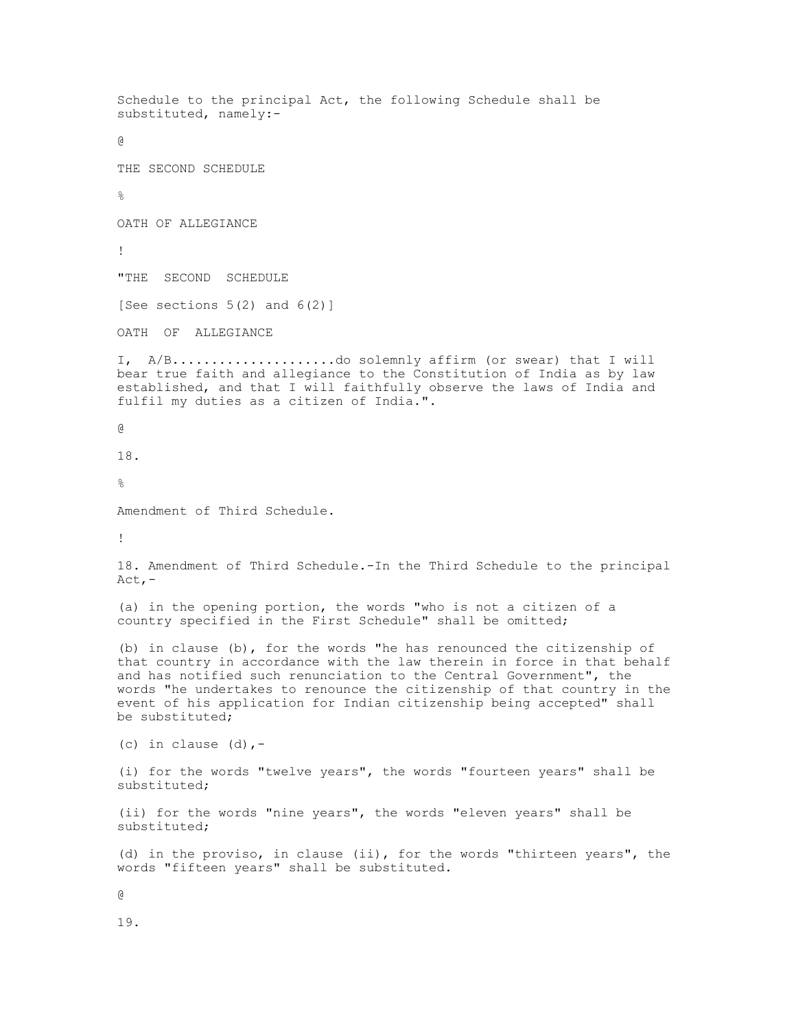Schedule to the principal Act, the following Schedule shall be substituted, namely:-

@

THE SECOND SCHEDULE

%

OATH OF ALLEGIANCE

!

"THE SECOND SCHEDULE

[See sections 5(2) and 6(2)]

OATH OF ALLEGIANCE

I, A/B.....................do solemnly affirm (or swear) that I will bear true faith and allegiance to the Constitution of India as by law established, and that I will faithfully observe the laws of India and fulfil my duties as a citizen of India.".

@

18.

%

Amendment of Third Schedule.

!

18. Amendment of Third Schedule.-In the Third Schedule to the principal Act,-

(a) in the opening portion, the words "who is not a citizen of a country specified in the First Schedule" shall be omitted;

(b) in clause (b), for the words "he has renounced the citizenship of that country in accordance with the law therein in force in that behalf and has notified such renunciation to the Central Government", the words "he undertakes to renounce the citizenship of that country in the event of his application for Indian citizenship being accepted" shall be substituted;

(c) in clause (d),-

(i) for the words "twelve years", the words "fourteen years" shall be substituted;

(ii) for the words "nine years", the words "eleven years" shall be substituted;

(d) in the proviso, in clause (ii), for the words "thirteen years", the words "fifteen years" shall be substituted.

@

19.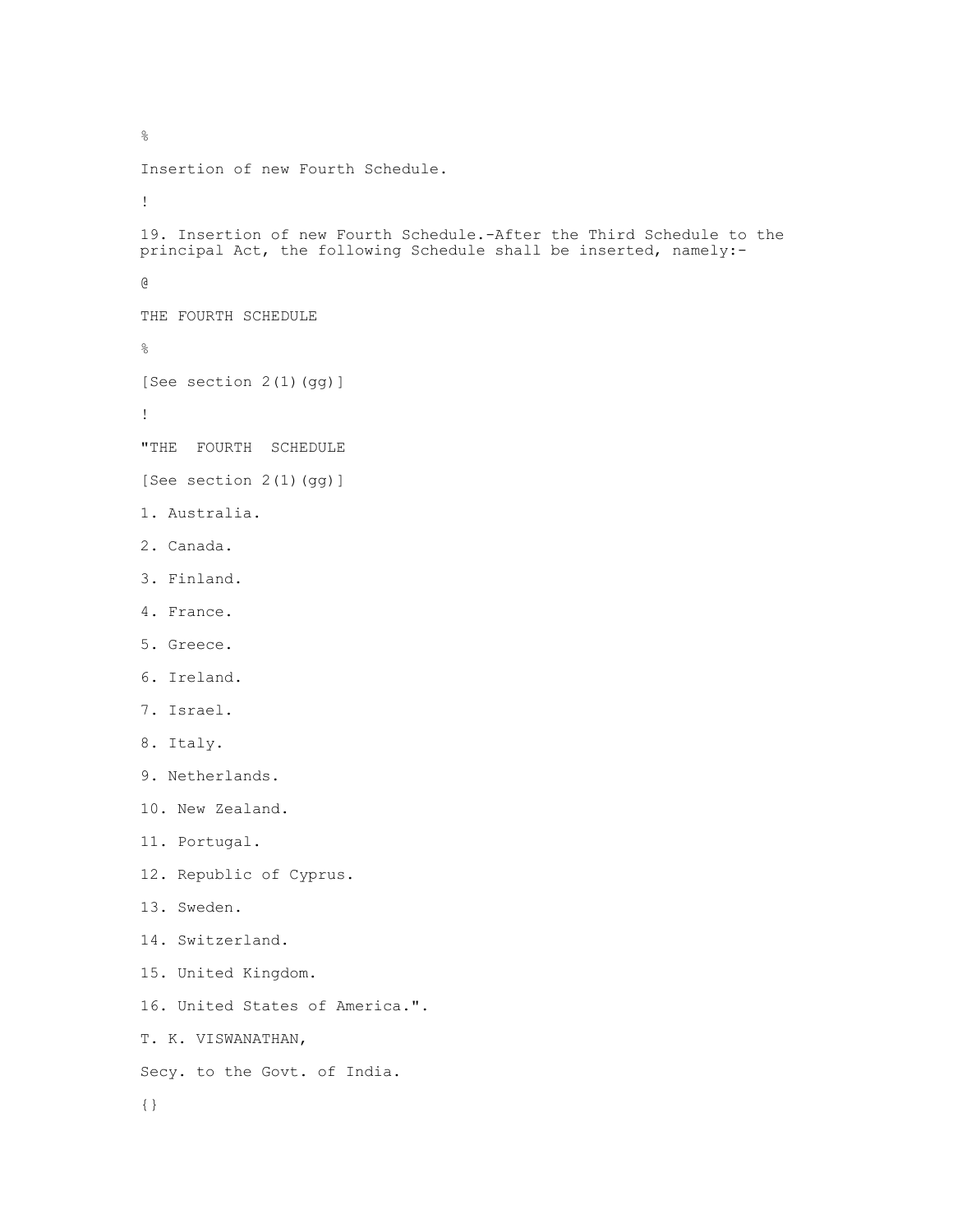%

Insertion of new Fourth Schedule.

!

19. Insertion of new Fourth Schedule.-After the Third Schedule to the principal Act, the following Schedule shall be inserted, namely:-

@

THE FOURTH SCHEDULE

%

[See section 2(1)(gg)]

!

"THE FOURTH SCHEDULE

[See section 2(1)(gg)]

1. Australia.

2. Canada.

3. Finland.

4. France.

5. Greece.

6. Ireland.

7. Israel.

8. Italy.

9. Netherlands.

10. New Zealand.

11. Portugal.

12. Republic of Cyprus.

13. Sweden.

14. Switzerland.

15. United Kingdom.

16. United States of America.".

T. K. VISWANATHAN,

Secy. to the Govt. of India.

{}